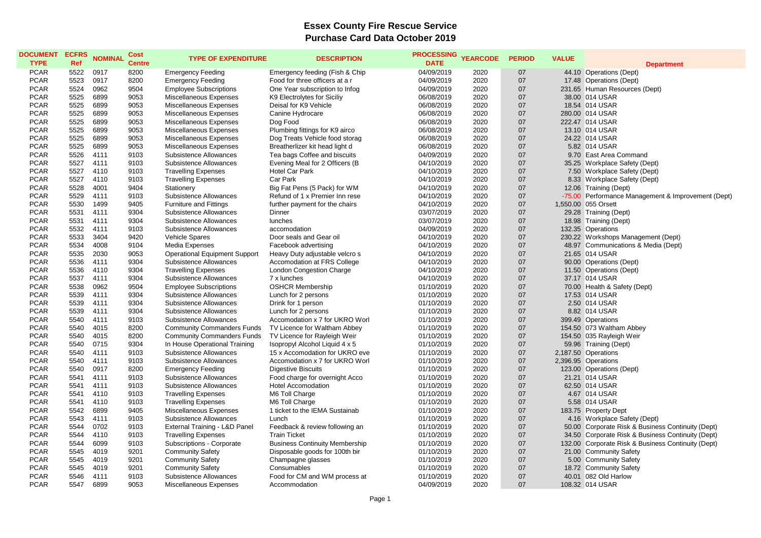# Essex County Fire Rescue Service
## Purchase Card Data October 2019

| DOCUMENT TYPE | ECFRS Ref | NOMINAL | Cost Centre | TYPE OF EXPENDITURE | DESCRIPTION | PROCESSING DATE | YEARCODE | PERIOD | VALUE | Department |
|---|---|---|---|---|---|---|---|---|---|---|
| PCAR | 5522 | 0917 | 8200 | Emergency Feeding | Emergency feeding (Fish & Chip | 04/09/2019 | 2020 | 07 | 44.10 | Operations (Dept) |
| PCAR | 5523 | 0917 | 8200 | Emergency Feeding | Food for three officers at a r | 04/09/2019 | 2020 | 07 | 17.48 | Operations (Dept) |
| PCAR | 5524 | 0962 | 9504 | Employee Subscriptions | One Year subscription to Infog | 04/09/2019 | 2020 | 07 | 231.65 | Human Resources (Dept) |
| PCAR | 5525 | 6899 | 9053 | Miscellaneous Expenses | K9 Electrolytes for Siciliy | 06/08/2019 | 2020 | 07 | 38.00 | 014 USAR |
| PCAR | 5525 | 6899 | 9053 | Miscellaneous Expenses | Deisal for K9 Vehicle | 06/08/2019 | 2020 | 07 | 18.54 | 014 USAR |
| PCAR | 5525 | 6899 | 9053 | Miscellaneous Expenses | Canine Hydrocare | 06/08/2019 | 2020 | 07 | 280.00 | 014 USAR |
| PCAR | 5525 | 6899 | 9053 | Miscellaneous Expenses | Dog Food | 06/08/2019 | 2020 | 07 | 222.47 | 014 USAR |
| PCAR | 5525 | 6899 | 9053 | Miscellaneous Expenses | Plumbing fittings for K9 airco | 06/08/2019 | 2020 | 07 | 13.10 | 014 USAR |
| PCAR | 5525 | 6899 | 9053 | Miscellaneous Expenses | Dog Treats Vehicle food storag | 06/08/2019 | 2020 | 07 | 24.22 | 014 USAR |
| PCAR | 5525 | 6899 | 9053 | Miscellaneous Expenses | Breatherlizer kit head light d | 06/08/2019 | 2020 | 07 | 5.82 | 014 USAR |
| PCAR | 5526 | 4111 | 9103 | Subsistence Allowances | Tea bags Coffee and biscuits | 04/09/2019 | 2020 | 07 | 9.70 | East Area Command |
| PCAR | 5527 | 4111 | 9103 | Subsistence Allowances | Evening Meal for 2 Officers (B | 04/10/2019 | 2020 | 07 | 35.25 | Workplace Safety (Dept) |
| PCAR | 5527 | 4110 | 9103 | Travelling Expenses | Hotel Car Park | 04/10/2019 | 2020 | 07 | 7.50 | Workplace Safety (Dept) |
| PCAR | 5527 | 4110 | 9103 | Travelling Expenses | Car Park | 04/10/2019 | 2020 | 07 | 8.33 | Workplace Safety (Dept) |
| PCAR | 5528 | 4001 | 9404 | Stationery | Big Fat Pens (5 Pack) for WM | 04/10/2019 | 2020 | 07 | 12.06 | Training (Dept) |
| PCAR | 5529 | 4111 | 9103 | Subsistence Allowances | Refund of 1 x Premier Inn rese | 04/10/2019 | 2020 | 07 | -75.00 | Performance Management & Improvement (Dept) |
| PCAR | 5530 | 1499 | 9405 | Furniture and Fittings | further payment for the chairs | 04/10/2019 | 2020 | 07 | 1,550.00 | 055 Orsett |
| PCAR | 5531 | 4111 | 9304 | Subsistence Allowances | Dinner | 03/07/2019 | 2020 | 07 | 29.28 | Training (Dept) |
| PCAR | 5531 | 4111 | 9304 | Subsistence Allowances | lunches | 03/07/2019 | 2020 | 07 | 18.98 | Training (Dept) |
| PCAR | 5532 | 4111 | 9103 | Subsistence Allowances | accomodation | 04/09/2019 | 2020 | 07 | 132.35 | Operations |
| PCAR | 5533 | 3404 | 9420 | Vehicle Spares | Door seals and Gear oil | 04/10/2019 | 2020 | 07 | 230.22 | Workshops Management (Dept) |
| PCAR | 5534 | 4008 | 9104 | Media Expenses | Facebook advertising | 04/10/2019 | 2020 | 07 | 48.97 | Communications & Media (Dept) |
| PCAR | 5535 | 2030 | 9053 | Operational Equipment Support | Heavy Duty adjustable velcro s | 04/10/2019 | 2020 | 07 | 21.65 | 014 USAR |
| PCAR | 5536 | 4111 | 9304 | Subsistence Allowances | Accomodation at FRS College | 04/10/2019 | 2020 | 07 | 90.00 | Operations (Dept) |
| PCAR | 5536 | 4110 | 9304 | Travelling Expenses | London Congestion Charge | 04/10/2019 | 2020 | 07 | 11.50 | Operations (Dept) |
| PCAR | 5537 | 4111 | 9304 | Subsistence Allowances | 7 x lunches | 04/10/2019 | 2020 | 07 | 37.17 | 014 USAR |
| PCAR | 5538 | 0962 | 9504 | Employee Subscriptions | OSHCR Membership | 01/10/2019 | 2020 | 07 | 70.00 | Health & Safety (Dept) |
| PCAR | 5539 | 4111 | 9304 | Subsistence Allowances | Lunch for 2 persons | 01/10/2019 | 2020 | 07 | 17.53 | 014 USAR |
| PCAR | 5539 | 4111 | 9304 | Subsistence Allowances | Drink for 1 person | 01/10/2019 | 2020 | 07 | 2.50 | 014 USAR |
| PCAR | 5539 | 4111 | 9304 | Subsistence Allowances | Lunch for 2 persons | 01/10/2019 | 2020 | 07 | 8.82 | 014 USAR |
| PCAR | 5540 | 4111 | 9103 | Subsistence Allowances | Accomodation x 7 for UKRO Worl | 01/10/2019 | 2020 | 07 | 399.49 | Operations |
| PCAR | 5540 | 4015 | 8200 | Community Commanders Funds | TV Licence for Waltham Abbey | 01/10/2019 | 2020 | 07 | 154.50 | 073 Waltham Abbey |
| PCAR | 5540 | 4015 | 8200 | Community Commanders Funds | TV Licence for Rayleigh Weir | 01/10/2019 | 2020 | 07 | 154.50 | 035 Rayleigh Weir |
| PCAR | 5540 | 0715 | 9304 | In House Operational Training | Isopropyl Alcohol Liquid 4 x 5 | 01/10/2019 | 2020 | 07 | 59.96 | Training (Dept) |
| PCAR | 5540 | 4111 | 9103 | Subsistence Allowances | 15 x Accomodation for UKRO eve | 01/10/2019 | 2020 | 07 | 2,187.50 | Operations |
| PCAR | 5540 | 4111 | 9103 | Subsistence Allowances | Accomodation x 7 for UKRO Worl | 01/10/2019 | 2020 | 07 | 2,396.95 | Operations |
| PCAR | 5540 | 0917 | 8200 | Emergency Feeding | Digestive Biscuits | 01/10/2019 | 2020 | 07 | 123.00 | Operations (Dept) |
| PCAR | 5541 | 4111 | 9103 | Subsistence Allowances | Food charge for overnight Acco | 01/10/2019 | 2020 | 07 | 21.21 | 014 USAR |
| PCAR | 5541 | 4111 | 9103 | Subsistence Allowances | Hotel Accomodation | 01/10/2019 | 2020 | 07 | 62.50 | 014 USAR |
| PCAR | 5541 | 4110 | 9103 | Travelling Expenses | M6 Toll Charge | 01/10/2019 | 2020 | 07 | 4.67 | 014 USAR |
| PCAR | 5541 | 4110 | 9103 | Travelling Expenses | M6 Toll Charge | 01/10/2019 | 2020 | 07 | 5.58 | 014 USAR |
| PCAR | 5542 | 6899 | 9405 | Miscellaneous Expenses | 1 ticket to the IEMA Sustainab | 01/10/2019 | 2020 | 07 | 183.75 | Property Dept |
| PCAR | 5543 | 4111 | 9103 | Subsistence Allowances | Lunch | 01/10/2019 | 2020 | 07 | 4.16 | Workplace Safety (Dept) |
| PCAR | 5544 | 0702 | 9103 | External Training - L&D Panel | Feedback & review following an | 01/10/2019 | 2020 | 07 | 50.00 | Corporate Risk & Business Continuity (Dept) |
| PCAR | 5544 | 4110 | 9103 | Travelling Expenses | Train Ticket | 01/10/2019 | 2020 | 07 | 34.50 | Corporate Risk & Business Continuity (Dept) |
| PCAR | 5544 | 6099 | 9103 | Subscriptions - Corporate | Business Continuity Membership | 01/10/2019 | 2020 | 07 | 132.00 | Corporate Risk & Business Continuity (Dept) |
| PCAR | 5545 | 4019 | 9201 | Community Safety | Disposable goods for 100th bir | 01/10/2019 | 2020 | 07 | 21.00 | Community Safety |
| PCAR | 5545 | 4019 | 9201 | Community Safety | Champagne glasses | 01/10/2019 | 2020 | 07 | 5.00 | Community Safety |
| PCAR | 5545 | 4019 | 9201 | Community Safety | Consumables | 01/10/2019 | 2020 | 07 | 18.72 | Community Safety |
| PCAR | 5546 | 4111 | 9103 | Subsistence Allowances | Food for CM and WM process at | 01/10/2019 | 2020 | 07 | 40.01 | 082 Old Harlow |
| PCAR | 5547 | 6899 | 9053 | Miscellaneous Expenses | Accommodation | 04/09/2019 | 2020 | 07 | 108.32 | 014 USAR |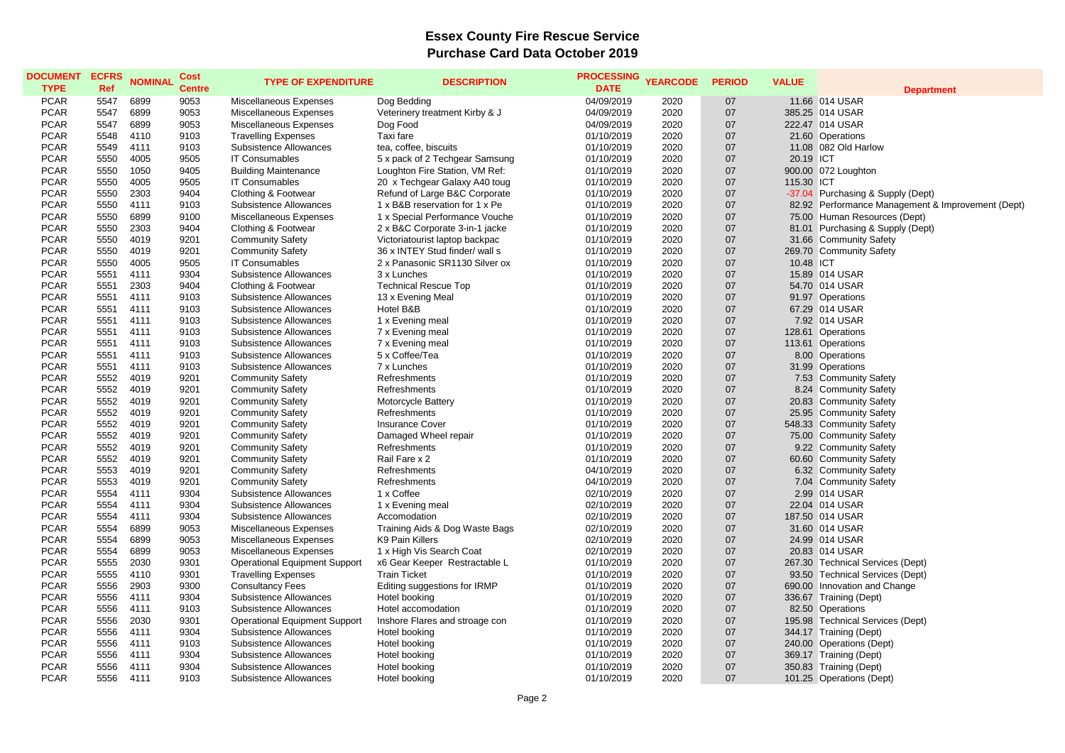# Essex County Fire Rescue Service
## Purchase Card Data October 2019

| DOCUMENT TYPE | ECFRS Ref | NOMINAL | Cost Centre | TYPE OF EXPENDITURE | DESCRIPTION | PROCESSING DATE | YEARCODE | PERIOD | VALUE | Department |
|---|---|---|---|---|---|---|---|---|---|---|
| PCAR | 5547 | 6899 | 9053 | Miscellaneous Expenses | Dog Bedding | 04/09/2019 | 2020 | 07 | 11.66 | 014 USAR |
| PCAR | 5547 | 6899 | 9053 | Miscellaneous Expenses | Veterinery treatment Kirby & J | 04/09/2019 | 2020 | 07 | 385.25 | 014 USAR |
| PCAR | 5547 | 6899 | 9053 | Miscellaneous Expenses | Dog Food | 04/09/2019 | 2020 | 07 | 222.47 | 014 USAR |
| PCAR | 5548 | 4110 | 9103 | Travelling Expenses | Taxi fare | 01/10/2019 | 2020 | 07 | 21.60 | Operations |
| PCAR | 5549 | 4111 | 9103 | Subsistence Allowances | tea, coffee, biscuits | 01/10/2019 | 2020 | 07 | 11.08 | 082 Old Harlow |
| PCAR | 5550 | 4005 | 9505 | IT Consumables | 5 x pack of 2 Techgear Samsung | 01/10/2019 | 2020 | 07 | 20.19 | ICT |
| PCAR | 5550 | 1050 | 9405 | Building Maintenance | Loughton Fire Station, VM Ref: | 01/10/2019 | 2020 | 07 | 900.00 | 072 Loughton |
| PCAR | 5550 | 4005 | 9505 | IT Consumables | 20 x Techgear Galaxy A40 toug | 01/10/2019 | 2020 | 07 | 115.30 | ICT |
| PCAR | 5550 | 2303 | 9404 | Clothing & Footwear | Refund of Large B&C Corporate | 01/10/2019 | 2020 | 07 | -37.04 | Purchasing & Supply (Dept) |
| PCAR | 5550 | 4111 | 9103 | Subsistence Allowances | 1 x B&B reservation for 1 x Pe | 01/10/2019 | 2020 | 07 | 82.92 | Performance Management & Improvement (Dept) |
| PCAR | 5550 | 6899 | 9100 | Miscellaneous Expenses | 1 x Special Performance Vouche | 01/10/2019 | 2020 | 07 | 75.00 | Human Resources (Dept) |
| PCAR | 5550 | 2303 | 9404 | Clothing & Footwear | 2 x B&C Corporate 3-in-1 jacke | 01/10/2019 | 2020 | 07 | 81.01 | Purchasing & Supply (Dept) |
| PCAR | 5550 | 4019 | 9201 | Community Safety | Victoriatourist laptop backpac | 01/10/2019 | 2020 | 07 | 31.66 | Community Safety |
| PCAR | 5550 | 4019 | 9201 | Community Safety | 36 x INTEY Stud finder/ wall s | 01/10/2019 | 2020 | 07 | 269.70 | Community Safety |
| PCAR | 5550 | 4005 | 9505 | IT Consumables | 2 x Panasonic SR1130 Silver ox | 01/10/2019 | 2020 | 07 | 10.48 | ICT |
| PCAR | 5551 | 4111 | 9304 | Subsistence Allowances | 3 x Lunches | 01/10/2019 | 2020 | 07 | 15.89 | 014 USAR |
| PCAR | 5551 | 2303 | 9404 | Clothing & Footwear | Technical Rescue Top | 01/10/2019 | 2020 | 07 | 54.70 | 014 USAR |
| PCAR | 5551 | 4111 | 9103 | Subsistence Allowances | 13 x Evening Meal | 01/10/2019 | 2020 | 07 | 91.97 | Operations |
| PCAR | 5551 | 4111 | 9103 | Subsistence Allowances | Hotel B&B | 01/10/2019 | 2020 | 07 | 67.29 | 014 USAR |
| PCAR | 5551 | 4111 | 9103 | Subsistence Allowances | 1 x Evening meal | 01/10/2019 | 2020 | 07 | 7.92 | 014 USAR |
| PCAR | 5551 | 4111 | 9103 | Subsistence Allowances | 7 x Evening meal | 01/10/2019 | 2020 | 07 | 128.61 | Operations |
| PCAR | 5551 | 4111 | 9103 | Subsistence Allowances | 7 x Evening meal | 01/10/2019 | 2020 | 07 | 113.61 | Operations |
| PCAR | 5551 | 4111 | 9103 | Subsistence Allowances | 5 x Coffee/Tea | 01/10/2019 | 2020 | 07 | 8.00 | Operations |
| PCAR | 5551 | 4111 | 9103 | Subsistence Allowances | 7 x Lunches | 01/10/2019 | 2020 | 07 | 31.99 | Operations |
| PCAR | 5552 | 4019 | 9201 | Community Safety | Refreshments | 01/10/2019 | 2020 | 07 | 7.53 | Community Safety |
| PCAR | 5552 | 4019 | 9201 | Community Safety | Refreshments | 01/10/2019 | 2020 | 07 | 8.24 | Community Safety |
| PCAR | 5552 | 4019 | 9201 | Community Safety | Motorcycle Battery | 01/10/2019 | 2020 | 07 | 20.83 | Community Safety |
| PCAR | 5552 | 4019 | 9201 | Community Safety | Refreshments | 01/10/2019 | 2020 | 07 | 25.95 | Community Safety |
| PCAR | 5552 | 4019 | 9201 | Community Safety | Insurance Cover | 01/10/2019 | 2020 | 07 | 548.33 | Community Safety |
| PCAR | 5552 | 4019 | 9201 | Community Safety | Damaged Wheel repair | 01/10/2019 | 2020 | 07 | 75.00 | Community Safety |
| PCAR | 5552 | 4019 | 9201 | Community Safety | Refreshments | 01/10/2019 | 2020 | 07 | 9.22 | Community Safety |
| PCAR | 5552 | 4019 | 9201 | Community Safety | Rail Fare x 2 | 01/10/2019 | 2020 | 07 | 60.60 | Community Safety |
| PCAR | 5553 | 4019 | 9201 | Community Safety | Refreshments | 04/10/2019 | 2020 | 07 | 6.32 | Community Safety |
| PCAR | 5553 | 4019 | 9201 | Community Safety | Refreshments | 04/10/2019 | 2020 | 07 | 7.04 | Community Safety |
| PCAR | 5554 | 4111 | 9304 | Subsistence Allowances | 1 x Coffee | 02/10/2019 | 2020 | 07 | 2.99 | 014 USAR |
| PCAR | 5554 | 4111 | 9304 | Subsistence Allowances | 1 x Evening meal | 02/10/2019 | 2020 | 07 | 22.04 | 014 USAR |
| PCAR | 5554 | 4111 | 9304 | Subsistence Allowances | Accomodation | 02/10/2019 | 2020 | 07 | 187.50 | 014 USAR |
| PCAR | 5554 | 6899 | 9053 | Miscellaneous Expenses | Training Aids & Dog Waste Bags | 02/10/2019 | 2020 | 07 | 31.60 | 014 USAR |
| PCAR | 5554 | 6899 | 9053 | Miscellaneous Expenses | K9 Pain Killers | 02/10/2019 | 2020 | 07 | 24.99 | 014 USAR |
| PCAR | 5554 | 6899 | 9053 | Miscellaneous Expenses | 1 x High Vis Search Coat | 02/10/2019 | 2020 | 07 | 20.83 | 014 USAR |
| PCAR | 5555 | 2030 | 9301 | Operational Equipment Support | x6 Gear Keeper Restractable L | 01/10/2019 | 2020 | 07 | 267.30 | Technical Services (Dept) |
| PCAR | 5555 | 4110 | 9301 | Travelling Expenses | Train Ticket | 01/10/2019 | 2020 | 07 | 93.50 | Technical Services (Dept) |
| PCAR | 5556 | 2903 | 9300 | Consultancy Fees | Editing suggestions for IRMP | 01/10/2019 | 2020 | 07 | 690.00 | Innovation and Change |
| PCAR | 5556 | 4111 | 9304 | Subsistence Allowances | Hotel booking | 01/10/2019 | 2020 | 07 | 336.67 | Training (Dept) |
| PCAR | 5556 | 4111 | 9103 | Subsistence Allowances | Hotel accomodation | 01/10/2019 | 2020 | 07 | 82.50 | Operations |
| PCAR | 5556 | 2030 | 9301 | Operational Equipment Support | Inshore Flares and stroage con | 01/10/2019 | 2020 | 07 | 195.98 | Technical Services (Dept) |
| PCAR | 5556 | 4111 | 9304 | Subsistence Allowances | Hotel booking | 01/10/2019 | 2020 | 07 | 344.17 | Training (Dept) |
| PCAR | 5556 | 4111 | 9103 | Subsistence Allowances | Hotel booking | 01/10/2019 | 2020 | 07 | 240.00 | Operations (Dept) |
| PCAR | 5556 | 4111 | 9304 | Subsistence Allowances | Hotel booking | 01/10/2019 | 2020 | 07 | 369.17 | Training (Dept) |
| PCAR | 5556 | 4111 | 9304 | Subsistence Allowances | Hotel booking | 01/10/2019 | 2020 | 07 | 350.83 | Training (Dept) |
| PCAR | 5556 | 4111 | 9103 | Subsistence Allowances | Hotel booking | 01/10/2019 | 2020 | 07 | 101.25 | Operations (Dept) |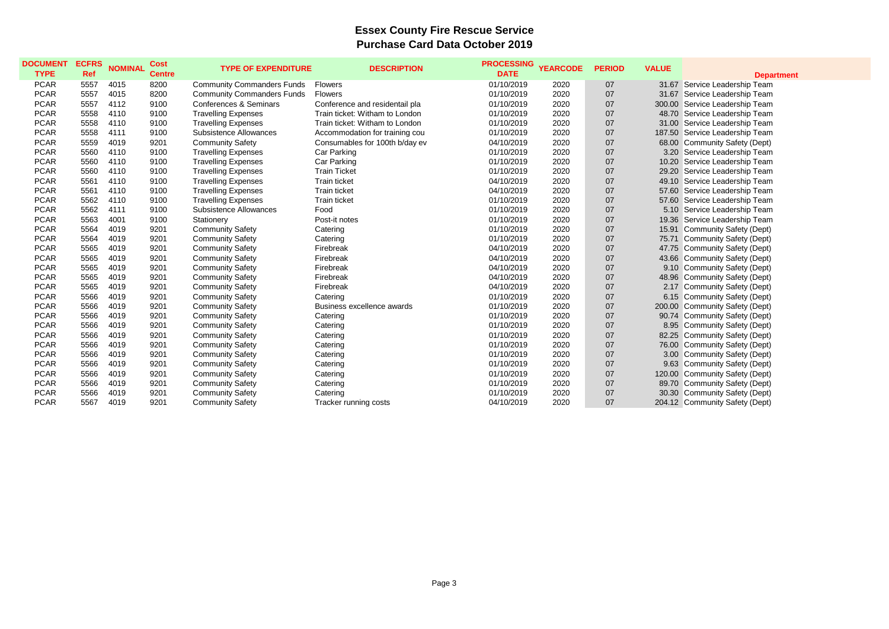# Essex County Fire Rescue Service
## Purchase Card Data October 2019

| DOCUMENT TYPE | ECFRS Ref | NOMINAL | Cost Centre | TYPE OF EXPENDITURE | DESCRIPTION | PROCESSING DATE | YEARCODE | PERIOD | VALUE | Department |
|---|---|---|---|---|---|---|---|---|---|---|
| PCAR | 5557 | 4015 | 8200 | Community Commanders Funds | Flowers | 01/10/2019 | 2020 | 07 | 31.67 | Service Leadership Team |
| PCAR | 5557 | 4015 | 8200 | Community Commanders Funds | Flowers | 01/10/2019 | 2020 | 07 | 31.67 | Service Leadership Team |
| PCAR | 5557 | 4112 | 9100 | Conferences & Seminars | Conference and residentail pla | 01/10/2019 | 2020 | 07 | 300.00 | Service Leadership Team |
| PCAR | 5558 | 4110 | 9100 | Travelling Expenses | Train ticket: Witham to London | 01/10/2019 | 2020 | 07 | 48.70 | Service Leadership Team |
| PCAR | 5558 | 4110 | 9100 | Travelling Expenses | Train ticket: Witham to London | 01/10/2019 | 2020 | 07 | 31.00 | Service Leadership Team |
| PCAR | 5558 | 4111 | 9100 | Subsistence Allowances | Accommodation for training cou | 01/10/2019 | 2020 | 07 | 187.50 | Service Leadership Team |
| PCAR | 5559 | 4019 | 9201 | Community Safety | Consumables for 100th b/day ev | 04/10/2019 | 2020 | 07 | 68.00 | Community Safety (Dept) |
| PCAR | 5560 | 4110 | 9100 | Travelling Expenses | Car Parking | 01/10/2019 | 2020 | 07 | 3.20 | Service Leadership Team |
| PCAR | 5560 | 4110 | 9100 | Travelling Expenses | Car Parking | 01/10/2019 | 2020 | 07 | 10.20 | Service Leadership Team |
| PCAR | 5560 | 4110 | 9100 | Travelling Expenses | Train Ticket | 01/10/2019 | 2020 | 07 | 29.20 | Service Leadership Team |
| PCAR | 5561 | 4110 | 9100 | Travelling Expenses | Train ticket | 04/10/2019 | 2020 | 07 | 49.10 | Service Leadership Team |
| PCAR | 5561 | 4110 | 9100 | Travelling Expenses | Train ticket | 04/10/2019 | 2020 | 07 | 57.60 | Service Leadership Team |
| PCAR | 5562 | 4110 | 9100 | Travelling Expenses | Train ticket | 01/10/2019 | 2020 | 07 | 57.60 | Service Leadership Team |
| PCAR | 5562 | 4111 | 9100 | Subsistence Allowances | Food | 01/10/2019 | 2020 | 07 | 5.10 | Service Leadership Team |
| PCAR | 5563 | 4001 | 9100 | Stationery | Post-it notes | 01/10/2019 | 2020 | 07 | 19.36 | Service Leadership Team |
| PCAR | 5564 | 4019 | 9201 | Community Safety | Catering | 01/10/2019 | 2020 | 07 | 15.91 | Community Safety (Dept) |
| PCAR | 5564 | 4019 | 9201 | Community Safety | Catering | 01/10/2019 | 2020 | 07 | 75.71 | Community Safety (Dept) |
| PCAR | 5565 | 4019 | 9201 | Community Safety | Firebreak | 04/10/2019 | 2020 | 07 | 47.75 | Community Safety (Dept) |
| PCAR | 5565 | 4019 | 9201 | Community Safety | Firebreak | 04/10/2019 | 2020 | 07 | 43.66 | Community Safety (Dept) |
| PCAR | 5565 | 4019 | 9201 | Community Safety | Firebreak | 04/10/2019 | 2020 | 07 | 9.10 | Community Safety (Dept) |
| PCAR | 5565 | 4019 | 9201 | Community Safety | Firebreak | 04/10/2019 | 2020 | 07 | 48.96 | Community Safety (Dept) |
| PCAR | 5565 | 4019 | 9201 | Community Safety | Firebreak | 04/10/2019 | 2020 | 07 | 2.17 | Community Safety (Dept) |
| PCAR | 5566 | 4019 | 9201 | Community Safety | Catering | 01/10/2019 | 2020 | 07 | 6.15 | Community Safety (Dept) |
| PCAR | 5566 | 4019 | 9201 | Community Safety | Business excellence awards | 01/10/2019 | 2020 | 07 | 200.00 | Community Safety (Dept) |
| PCAR | 5566 | 4019 | 9201 | Community Safety | Catering | 01/10/2019 | 2020 | 07 | 90.74 | Community Safety (Dept) |
| PCAR | 5566 | 4019 | 9201 | Community Safety | Catering | 01/10/2019 | 2020 | 07 | 8.95 | Community Safety (Dept) |
| PCAR | 5566 | 4019 | 9201 | Community Safety | Catering | 01/10/2019 | 2020 | 07 | 82.25 | Community Safety (Dept) |
| PCAR | 5566 | 4019 | 9201 | Community Safety | Catering | 01/10/2019 | 2020 | 07 | 76.00 | Community Safety (Dept) |
| PCAR | 5566 | 4019 | 9201 | Community Safety | Catering | 01/10/2019 | 2020 | 07 | 3.00 | Community Safety (Dept) |
| PCAR | 5566 | 4019 | 9201 | Community Safety | Catering | 01/10/2019 | 2020 | 07 | 9.63 | Community Safety (Dept) |
| PCAR | 5566 | 4019 | 9201 | Community Safety | Catering | 01/10/2019 | 2020 | 07 | 120.00 | Community Safety (Dept) |
| PCAR | 5566 | 4019 | 9201 | Community Safety | Catering | 01/10/2019 | 2020 | 07 | 89.70 | Community Safety (Dept) |
| PCAR | 5566 | 4019 | 9201 | Community Safety | Catering | 01/10/2019 | 2020 | 07 | 30.30 | Community Safety (Dept) |
| PCAR | 5567 | 4019 | 9201 | Community Safety | Tracker running costs | 04/10/2019 | 2020 | 07 | 204.12 | Community Safety (Dept) |